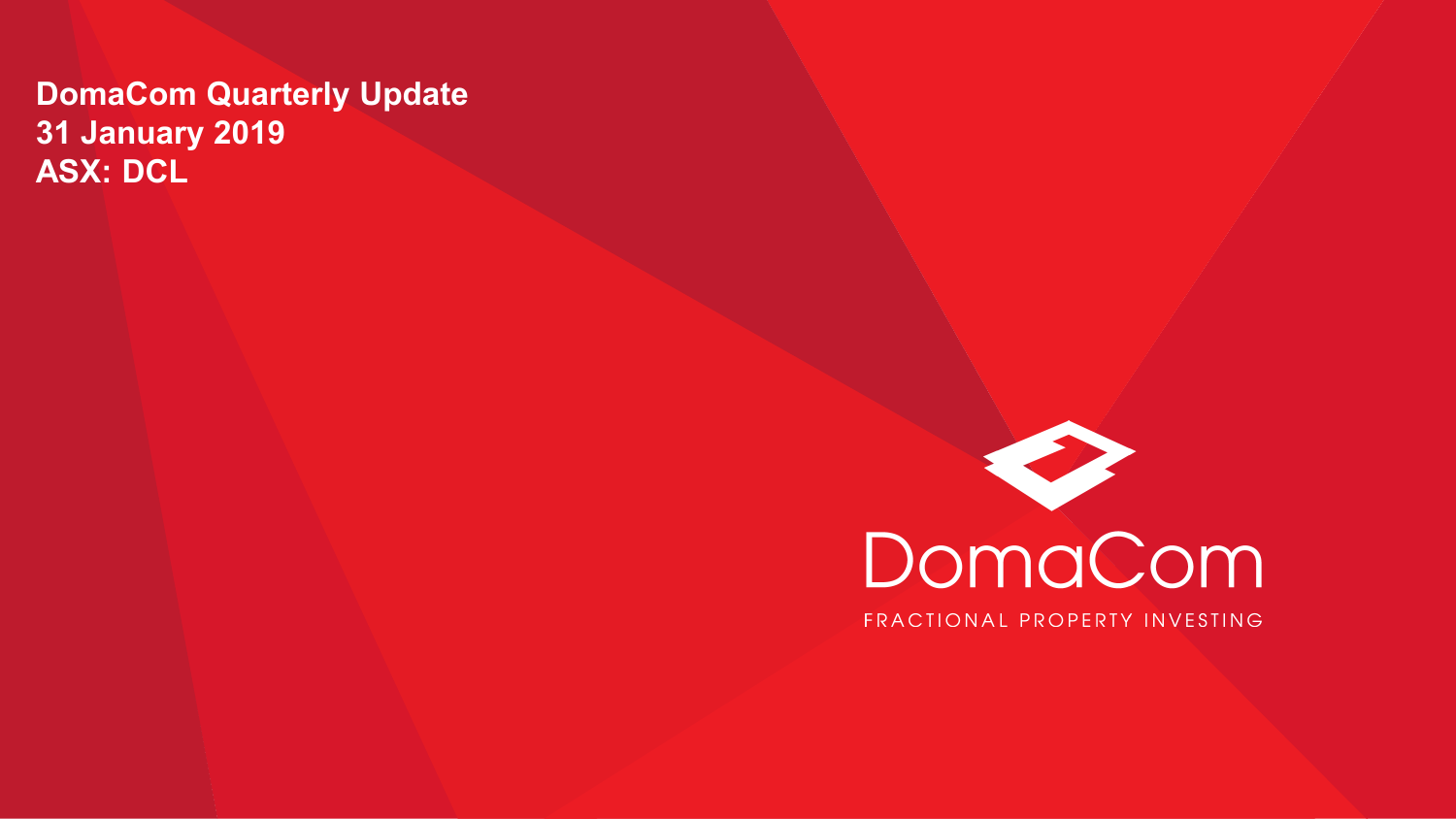# DomaCom Quarterly Update
# 31 January 2019
# ASX: DCL

DomaCom

FRACTIONAL PROPERTY INVESTING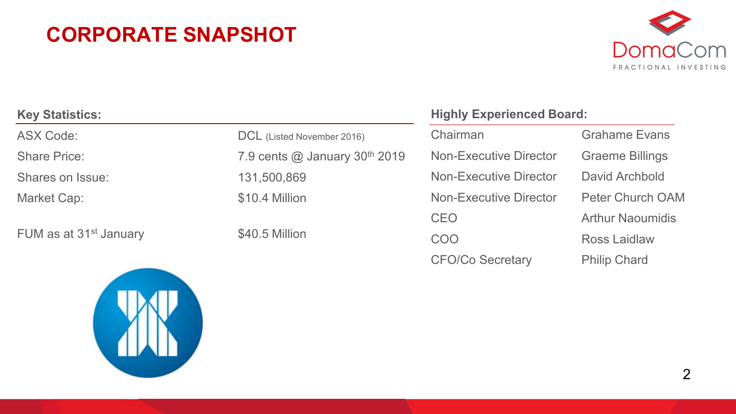# CORPORATE SNAPSHOT

DomaCom
FRACTIONAL INVESTING

**Key Statistics:**

| | |
|---|---|
| ASX Code: | DCL (Listed November 2016) |
| Share Price: | 7.9 cents @ January 30th 2019 |
| Shares on Issue: | 131,500,869 |
| Market Cap: | $10.4 Million |
| FUM as at 31st January | $40.5 Million |

**Highly Experienced Board:**

| | |
|---|---|
| Chairman | Grahame Evans |
| Non-Executive Director | Graeme Billings |
| Non-Executive Director | David Archbold |
| Non-Executive Director | Peter Church OAM |
| CEO | Arthur Naoumidis |
| COO | Ross Laidlaw |
| CFO/Co Secretary | Philip Chard |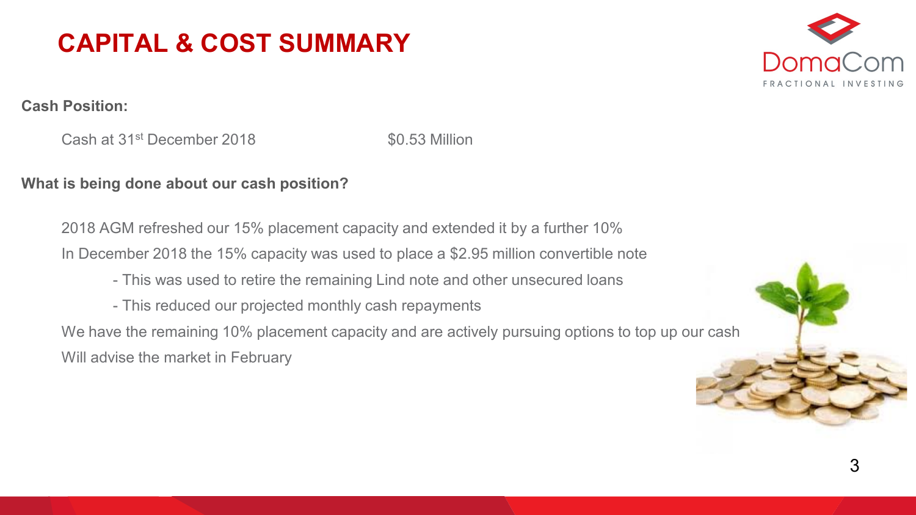# CAPITAL & COST SUMMARY

**Cash Position:**

Cash at 31st December 2018 — $0.53 Million

**What is being done about our cash position?**

2018 AGM refreshed our 15% placement capacity and extended it by a further 10%

In December 2018 the 15% capacity was used to place a $2.95 million convertible note

- This was used to retire the remaining Lind note and other unsecured loans
- This reduced our projected monthly cash repayments

We have the remaining 10% placement capacity and are actively pursuing options to top up our cash

Will advise the market in February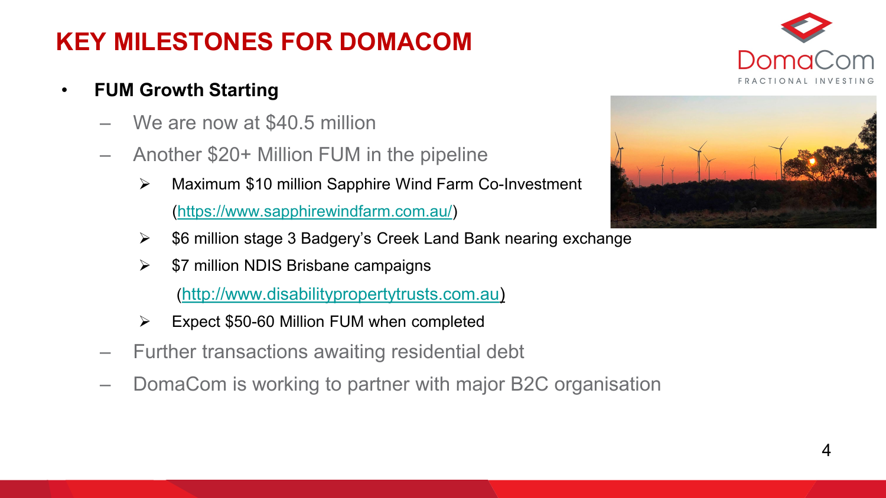# KEY MILESTONES FOR DOMACOM

- **FUM Growth Starting**
  - We are now at $40.5 million
  - Another $20+ Million FUM in the pipeline
    - Maximum $10 million Sapphire Wind Farm Co-Investment (https://www.sapphirewindfarm.com.au/)
    - $6 million stage 3 Badgery's Creek Land Bank nearing exchange
    - $7 million NDIS Brisbane campaigns (http://www.disabilitypropertytrusts.com.au)
    - Expect $50-60 Million FUM when completed
  - Further transactions awaiting residential debt
  - DomaCom is working to partner with major B2C organisation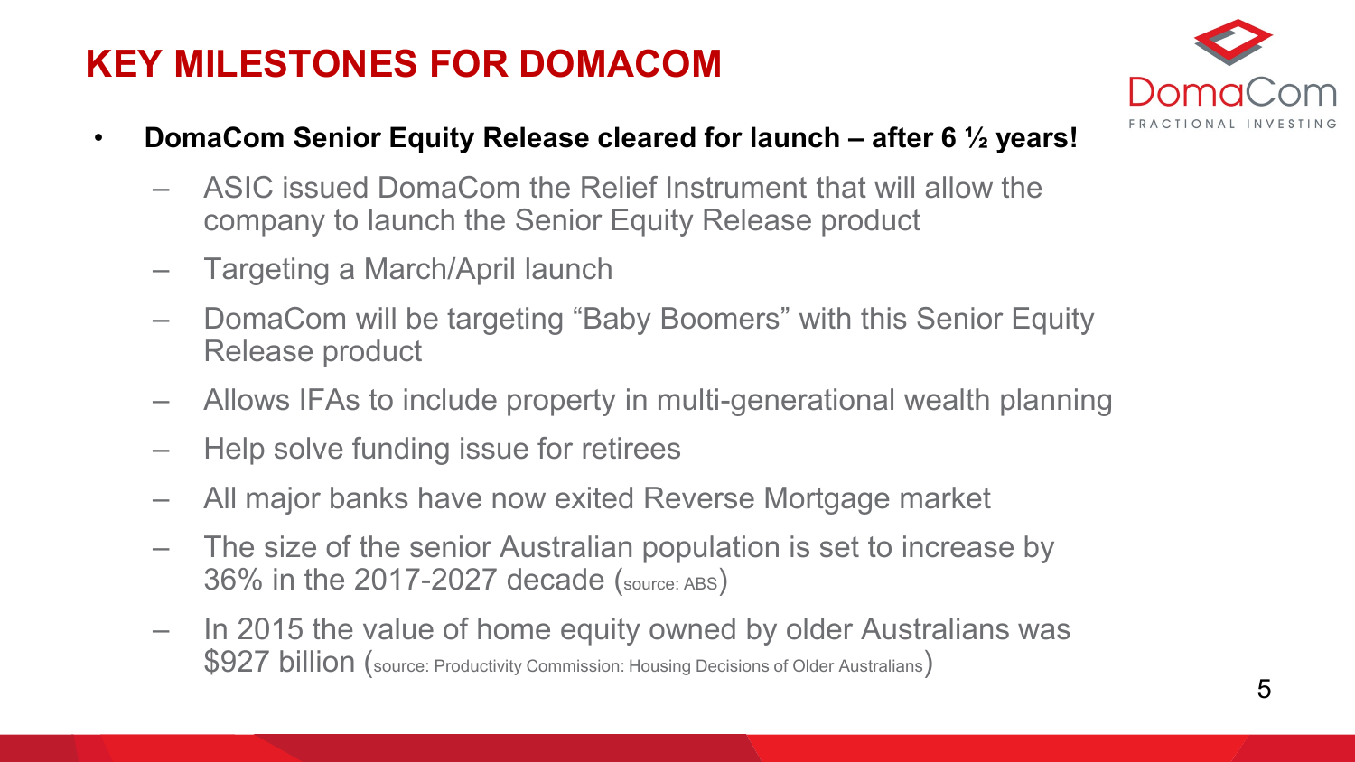# KEY MILESTONES FOR DOMACOM

- **DomaCom Senior Equity Release cleared for launch – after 6 ½ years!**
  - ASIC issued DomaCom the Relief Instrument that will allow the company to launch the Senior Equity Release product
  - Targeting a March/April launch
  - DomaCom will be targeting "Baby Boomers" with this Senior Equity Release product
  - Allows IFAs to include property in multi-generational wealth planning
  - Help solve funding issue for retirees
  - All major banks have now exited Reverse Mortgage market
  - The size of the senior Australian population is set to increase by 36% in the 2017-2027 decade (source: ABS)
  - In 2015 the value of home equity owned by older Australians was $927 billion (source: Productivity Commission: Housing Decisions of Older Australians)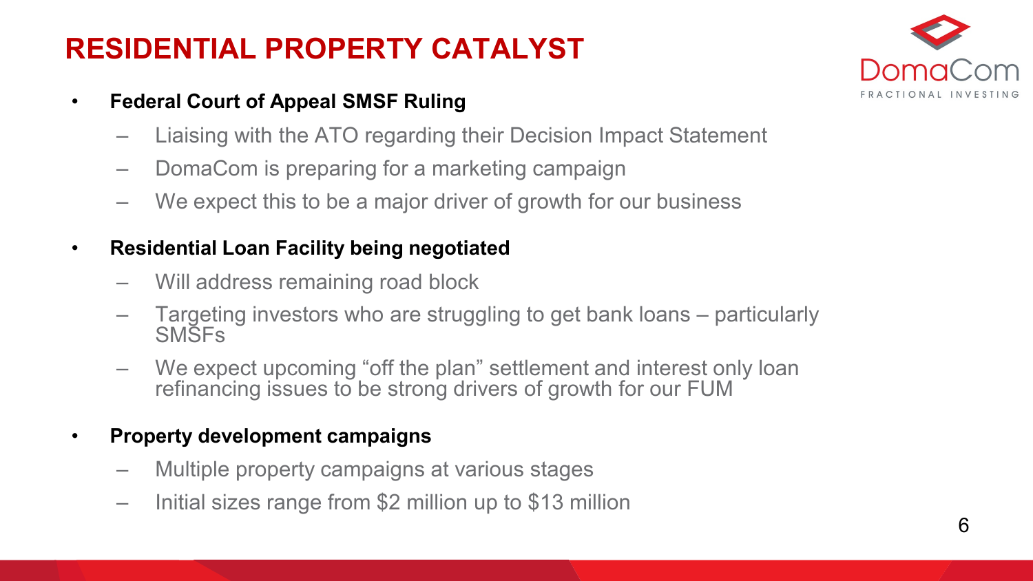# RESIDENTIAL PROPERTY CATALYST

- **Federal Court of Appeal SMSF Ruling**
  - Liaising with the ATO regarding their Decision Impact Statement
  - DomaCom is preparing for a marketing campaign
  - We expect this to be a major driver of growth for our business
- **Residential Loan Facility being negotiated**
  - Will address remaining road block
  - Targeting investors who are struggling to get bank loans – particularly SMSFs
  - We expect upcoming "off the plan" settlement and interest only loan refinancing issues to be strong drivers of growth for our FUM
- **Property development campaigns**
  - Multiple property campaigns at various stages
  - Initial sizes range from $2 million up to $13 million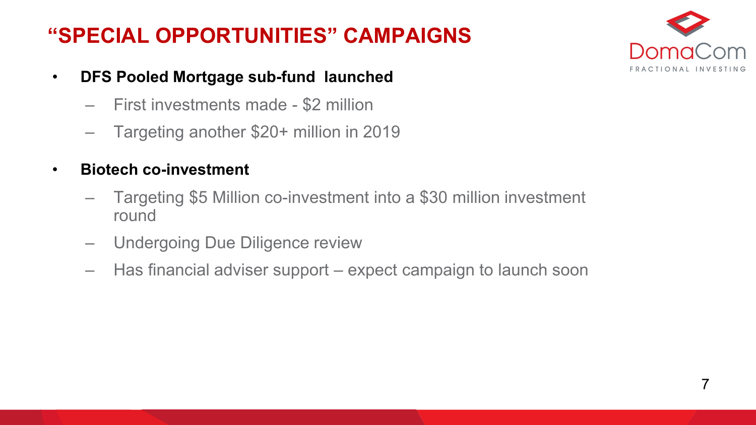# "SPECIAL OPPORTUNITIES" CAMPAIGNS

- **DFS Pooled Mortgage sub-fund launched**
  - First investments made - $2 million
  - Targeting another $20+ million in 2019
- **Biotech co-investment**
  - Targeting $5 Million co-investment into a $30 million investment round
  - Undergoing Due Diligence review
  - Has financial adviser support – expect campaign to launch soon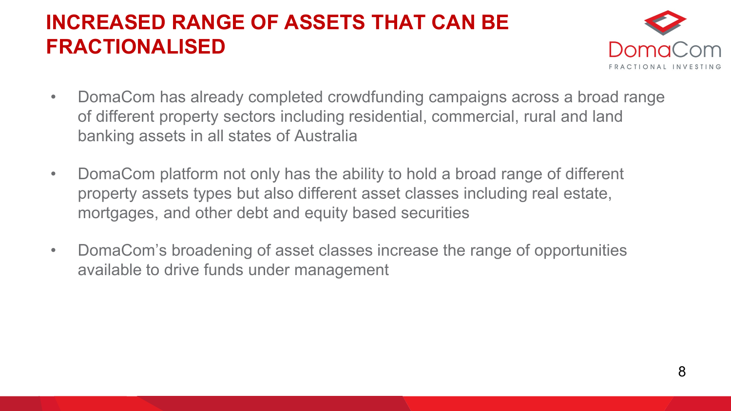# INCREASED RANGE OF ASSETS THAT CAN BE FRACTIONALISED

- DomaCom has already completed crowdfunding campaigns across a broad range of different property sectors including residential, commercial, rural and land banking assets in all states of Australia
- DomaCom platform not only has the ability to hold a broad range of different property assets types but also different asset classes including real estate, mortgages, and other debt and equity based securities
- DomaCom's broadening of asset classes increase the range of opportunities available to drive funds under management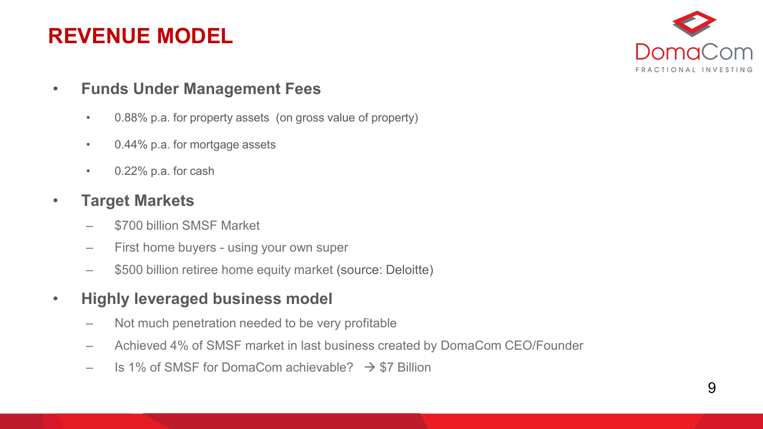# REVENUE MODEL

DomaCom
FRACTIONAL INVESTING

- **Funds Under Management Fees**
  - 0.88% p.a. for property assets (on gross value of property)
  - 0.44% p.a. for mortgage assets
  - 0.22% p.a. for cash
- **Target Markets**
  - $700 billion SMSF Market
  - First home buyers - using your own super
  - $500 billion retiree home equity market (source: Deloitte)
- **Highly leveraged business model**
  - Not much penetration needed to be very profitable
  - Achieved 4% of SMSF market in last business created by DomaCom CEO/Founder
  - Is 1% of SMSF for DomaCom achievable? → $7 Billion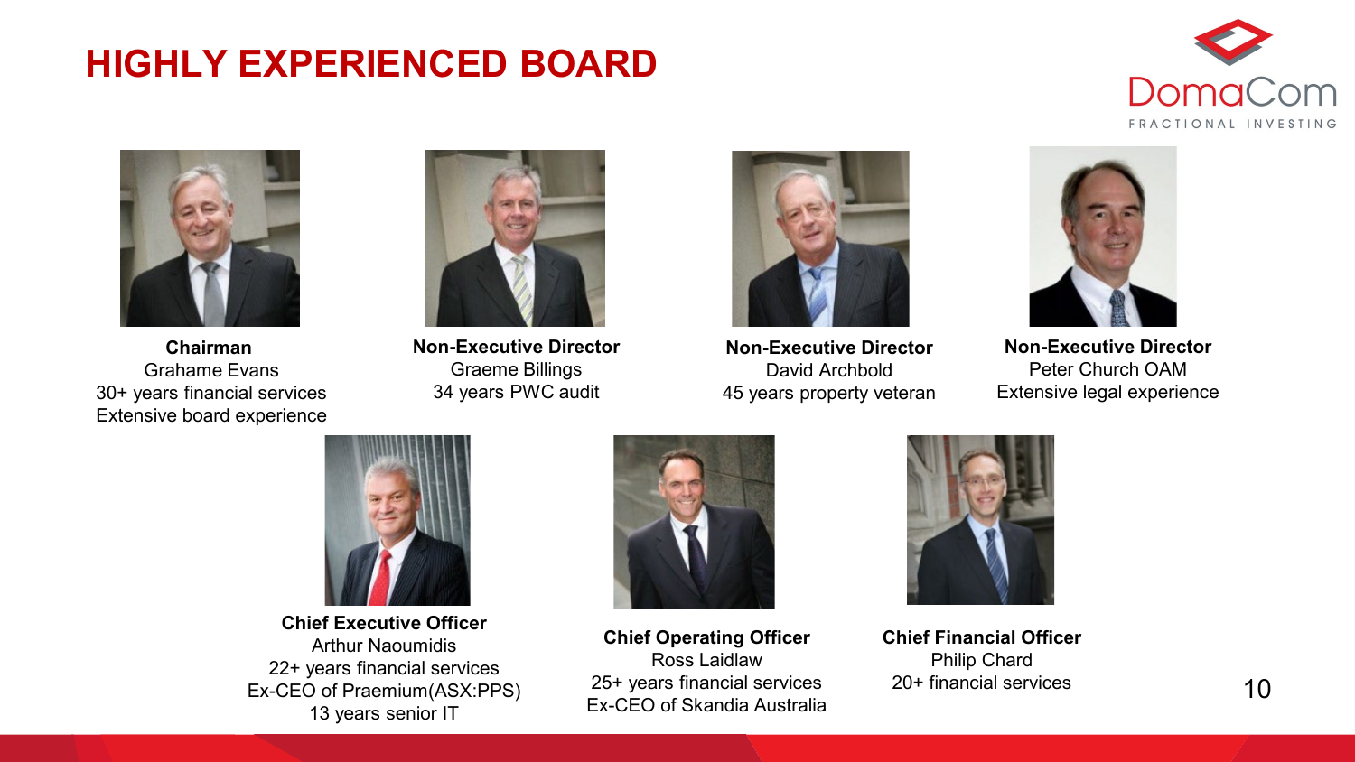# HIGHLY EXPERIENCED BOARD

DomaCom
FRACTIONAL INVESTING

**Chairman**
Grahame Evans
30+ years financial services
Extensive board experience

**Non-Executive Director**
Graeme Billings
34 years PWC audit

**Non-Executive Director**
David Archbold
45 years property veteran

**Non-Executive Director**
Peter Church OAM
Extensive legal experience

**Chief Executive Officer**
Arthur Naoumidis
22+ years financial services
Ex-CEO of Praemium(ASX:PPS)
13 years senior IT

**Chief Operating Officer**
Ross Laidlaw
25+ years financial services
Ex-CEO of Skandia Australia

**Chief Financial Officer**
Philip Chard
20+ financial services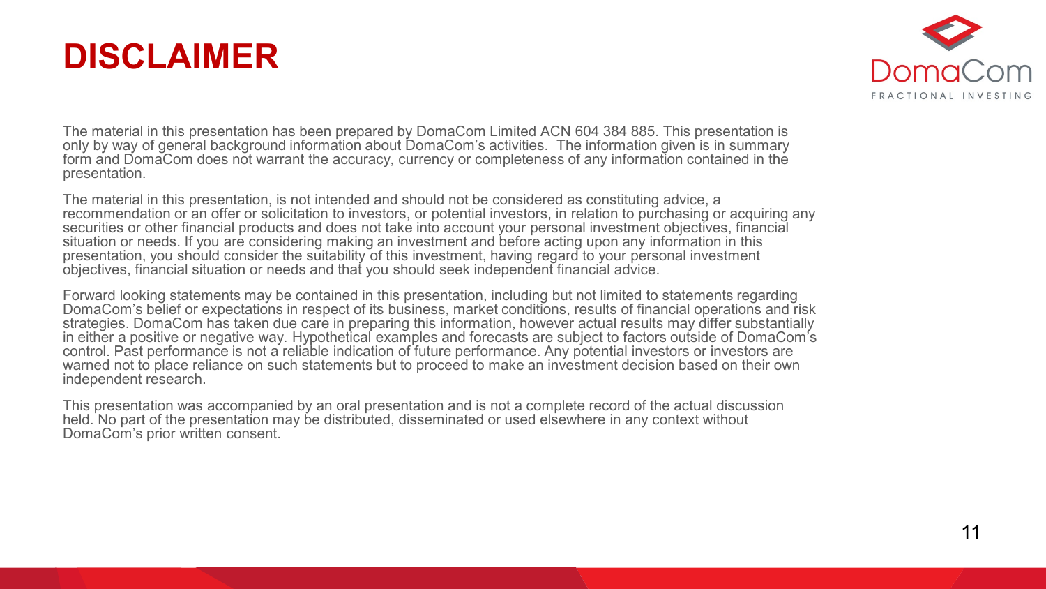# DISCLAIMER

The material in this presentation has been prepared by DomaCom Limited ACN 604 384 885. This presentation is only by way of general background information about DomaCom's activities. The information given is in summary form and DomaCom does not warrant the accuracy, currency or completeness of any information contained in the presentation.

The material in this presentation, is not intended and should not be considered as constituting advice, a recommendation or an offer or solicitation to investors, or potential investors, in relation to purchasing or acquiring any securities or other financial products and does not take into account your personal investment objectives, financial situation or needs. If you are considering making an investment and before acting upon any information in this presentation, you should consider the suitability of this investment, having regard to your personal investment objectives, financial situation or needs and that you should seek independent financial advice.

Forward looking statements may be contained in this presentation, including but not limited to statements regarding DomaCom's belief or expectations in respect of its business, market conditions, results of financial operations and risk strategies. DomaCom has taken due care in preparing this information, however actual results may differ substantially in either a positive or negative way. Hypothetical examples and forecasts are subject to factors outside of DomaCom's control. Past performance is not a reliable indication of future performance. Any potential investors or investors are warned not to place reliance on such statements but to proceed to make an investment decision based on their own independent research.

This presentation was accompanied by an oral presentation and is not a complete record of the actual discussion held. No part of the presentation may be distributed, disseminated or used elsewhere in any context without DomaCom's prior written consent.